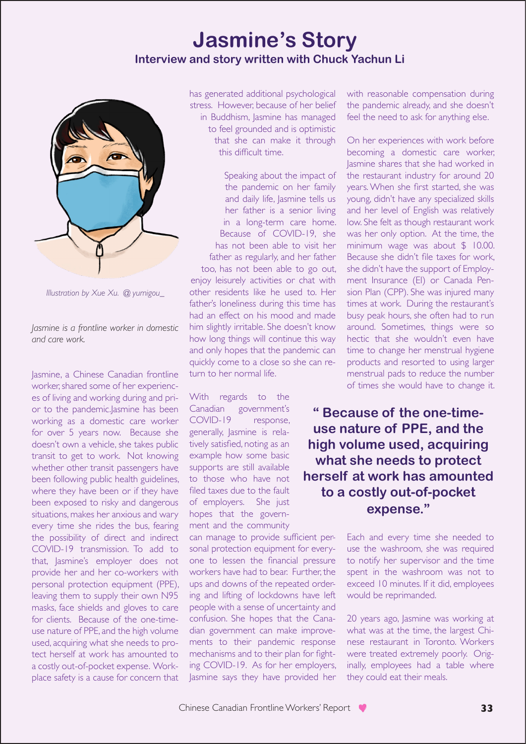# Jasmine's Story

**Interview and story written with Chuck Yachun Li**

*Illustration by Xue Xu. @yumigou_*

*Jasmine is a frontline worker in domestic and care work.*

Jasmine, a Chinese Canadian frontline worker, shared some of her experiences of living and working during and prior to the pandemic.Jasmine has been working as a domestic care worker for over 5 years now. Because she doesn't own a vehicle, she takes public transit to get to work. Not knowing whether other transit passengers have been following public health guidelines, where they have been or if they have been exposed to risky and dangerous situations, makes her anxious and wary every time she rides the bus, fearing the possibility of direct and indirect COVID-19 transmission. To add to that, Jasmine's employer does not provide her and her co-workers with personal protection equipment (PPE), leaving them to supply their own N95 masks, face shields and gloves to care for clients. Because of the one-time-use nature of PPE, and the high volume used, acquiring what she needs to protect herself at work has amounted to a costly out-of-pocket expense. Workplace safety is a cause for concern that has generated additional psychological stress. However, because of her belief in Buddhism, Jasmine has managed to feel grounded and is optimistic that she can make it through this difficult time.

Speaking about the impact of the pandemic on her family and daily life, Jasmine tells us her father is a senior living in a long-term care home. Because of COVID-19, she has not been able to visit her father as regularly, and her father too, has not been able to go out, enjoy leisurely activities or chat with other residents like he used to. Her father's loneliness during this time has had an effect on his mood and made him slightly irritable. She doesn't know how long things will continue this way and only hopes that the pandemic can quickly come to a close so she can return to her normal life.

With regards to the Canadian government's COVID-19 response, generally, Jasmine is relatively satisfied, noting as an example how some basic supports are still available to those who have not filed taxes due to the fault of employers. She just hopes that the government and the community can manage to provide sufficient personal protection equipment for everyone to lessen the financial pressure workers have had to bear. Further, the ups and downs of the repeated ordering and lifting of lockdowns have left people with a sense of uncertainty and confusion. She hopes that the Canadian government can make improvements to their pandemic response mechanisms and to their plan for fighting COVID-19. As for her employers, Jasmine says they have provided her with reasonable compensation during the pandemic already, and she doesn't feel the need to ask for anything else.

On her experiences with work before becoming a domestic care worker, Jasmine shares that she had worked in the restaurant industry for around 20 years. When she first started, she was young, didn't have any specialized skills and her level of English was relatively low. She felt as though restaurant work was her only option. At the time, the minimum wage was about $ 10.00. Because she didn't file taxes for work, she didn't have the support of Employment Insurance (EI) or Canada Pension Plan (CPP). She was injured many times at work. During the restaurant's busy peak hours, she often had to run around. Sometimes, things were so hectic that she wouldn't even have time to change her menstrual hygiene products and resorted to using larger menstrual pads to reduce the number of times she would have to change it.

> **" Because of the one-time-use nature of PPE, and the high volume used, acquiring what she needs to protect herself at work has amounted to a costly out-of-pocket expense."**

Each and every time she needed to use the washroom, she was required to notify her supervisor and the time spent in the washroom was not to exceed 10 minutes. If it did, employees would be reprimanded.

20 years ago, Jasmine was working at what was at the time, the largest Chinese restaurant in Toronto. Workers were treated extremely poorly. Originally, employees had a table where they could eat their meals.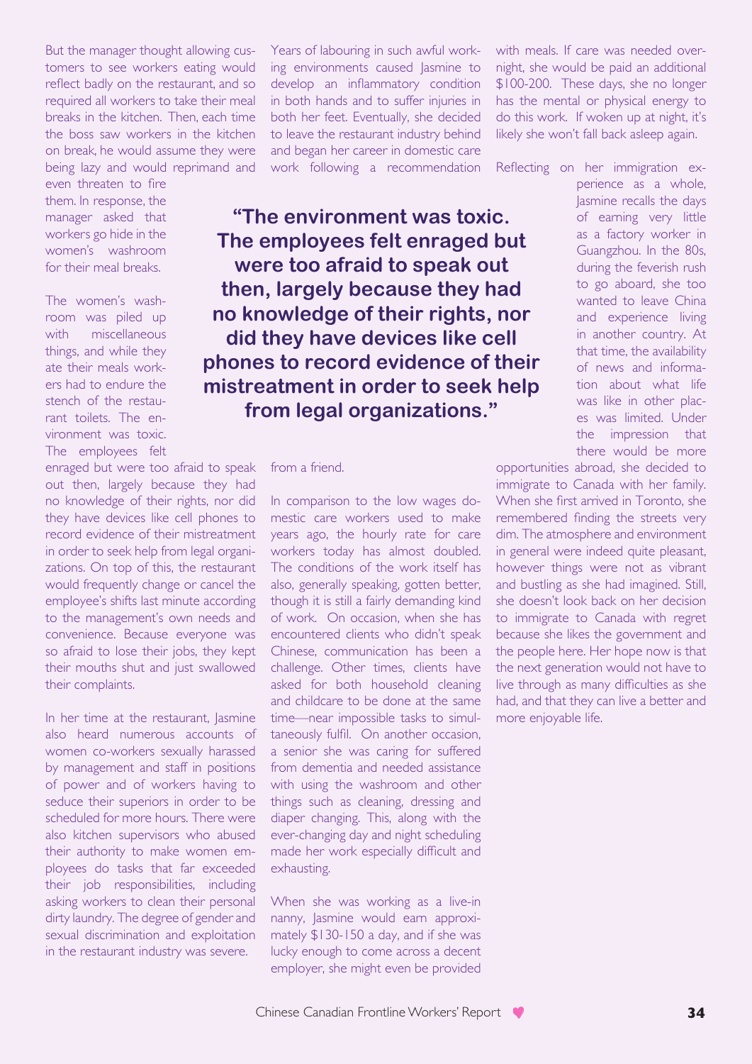But the manager thought allowing customers to see workers eating would reflect badly on the restaurant, and so required all workers to take their meal breaks in the kitchen. Then, each time the boss saw workers in the kitchen on break, he would assume they were being lazy and would reprimand and even threaten to fire them. In response, the manager asked that workers go hide in the women's washroom for their meal breaks.

The women's washroom was piled up with miscellaneous things, and while they ate their meals workers had to endure the stench of the restaurant toilets. The environment was toxic. The employees felt enraged but were too afraid to speak out then, largely because they had no knowledge of their rights, nor did they have devices like cell phones to record evidence of their mistreatment in order to seek help from legal organizations. On top of this, the restaurant would frequently change or cancel the employee's shifts last minute according to the management's own needs and convenience. Because everyone was so afraid to lose their jobs, they kept their mouths shut and just swallowed their complaints.

In her time at the restaurant, Jasmine also heard numerous accounts of women co-workers sexually harassed by management and staff in positions of power and of workers having to seduce their superiors in order to be scheduled for more hours. There were also kitchen supervisors who abused their authority to make women employees do tasks that far exceeded their job responsibilities, including asking workers to clean their personal dirty laundry. The degree of gender and sexual discrimination and exploitation in the restaurant industry was severe.

**"The environment was toxic. The employees felt enraged but were too afraid to speak out then, largely because they had no knowledge of their rights, nor did they have devices like cell phones to record evidence of their mistreatment in order to seek help from legal organizations."**

Years of labouring in such awful working environments caused Jasmine to develop an inflammatory condition in both hands and to suffer injuries in both her feet. Eventually, she decided to leave the restaurant industry behind and began her career in domestic care work following a recommendation from a friend.

In comparison to the low wages domestic care workers used to make years ago, the hourly rate for care workers today has almost doubled. The conditions of the work itself has also, generally speaking, gotten better, though it is still a fairly demanding kind of work. On occasion, when she has encountered clients who didn't speak Chinese, communication has been a challenge. Other times, clients have asked for both household cleaning and childcare to be done at the same time—near impossible tasks to simultaneously fulfil. On another occasion, a senior she was caring for suffered from dementia and needed assistance with using the washroom and other things such as cleaning, dressing and diaper changing. This, along with the ever-changing day and night scheduling made her work especially difficult and exhausting.

When she was working as a live-in nanny, Jasmine would earn approximately $130-150 a day, and if she was lucky enough to come across a decent employer, she might even be provided with meals. If care was needed overnight, she would be paid an additional $100-200. These days, she no longer has the mental or physical energy to do this work. If woken up at night, it's likely she won't fall back asleep again.

Reflecting on her immigration experience as a whole, Jasmine recalls the days of earning very little as a factory worker in Guangzhou. In the 80s, during the feverish rush to go aboard, she too wanted to leave China and experience living in another country. At that time, the availability of news and information about what life was like in other places was limited. Under the impression that there would be more opportunities abroad, she decided to immigrate to Canada with her family. When she first arrived in Toronto, she remembered finding the streets very dim. The atmosphere and environment in general were indeed quite pleasant, however things were not as vibrant and bustling as she had imagined. Still, she doesn't look back on her decision to immigrate to Canada with regret because she likes the government and the people here. Her hope now is that the next generation would not have to live through as many difficulties as she had, and that they can live a better and more enjoyable life.